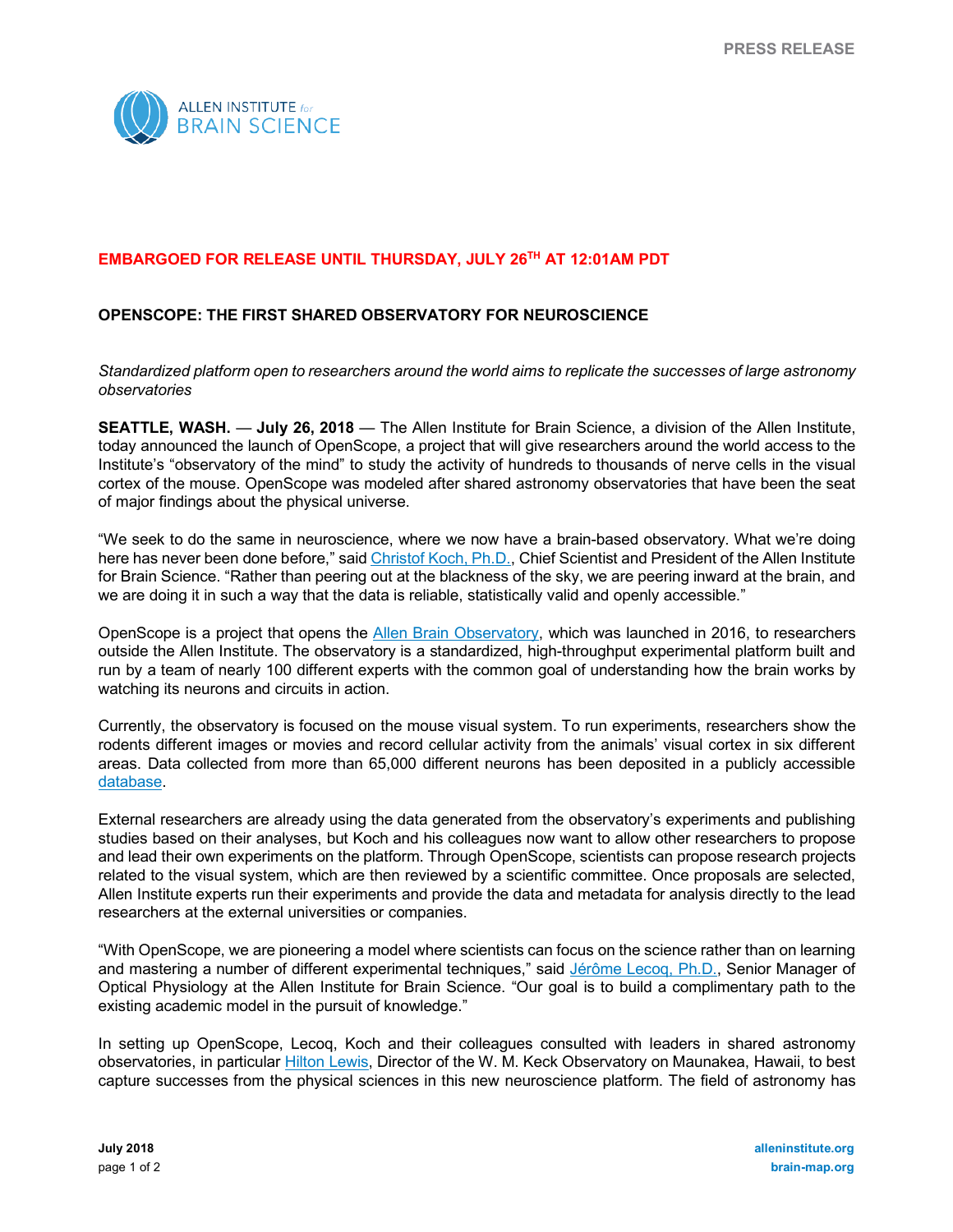PRESS RELEASE

ALLEN INSTITUTE for BRAIN SCIENCE

**EMBARGOED FOR RELEASE UNTIL THURSDAY, JULY 26TH AT 12:01AM PDT**

## OPENSCOPE: THE FIRST SHARED OBSERVATORY FOR NEUROSCIENCE

*Standardized platform open to researchers around the world aims to replicate the successes of large astronomy observatories*

**SEATTLE, WASH.** — **July 26, 2018** — The Allen Institute for Brain Science, a division of the Allen Institute, today announced the launch of OpenScope, a project that will give researchers around the world access to the Institute's "observatory of the mind" to study the activity of hundreds to thousands of nerve cells in the visual cortex of the mouse. OpenScope was modeled after shared astronomy observatories that have been the seat of major findings about the physical universe.

"We seek to do the same in neuroscience, where we now have a brain-based observatory. What we're doing here has never been done before," said Christof Koch, Ph.D., Chief Scientist and President of the Allen Institute for Brain Science. "Rather than peering out at the blackness of the sky, we are peering inward at the brain, and we are doing it in such a way that the data is reliable, statistically valid and openly accessible."

OpenScope is a project that opens the Allen Brain Observatory, which was launched in 2016, to researchers outside the Allen Institute. The observatory is a standardized, high-throughput experimental platform built and run by a team of nearly 100 different experts with the common goal of understanding how the brain works by watching its neurons and circuits in action.

Currently, the observatory is focused on the mouse visual system. To run experiments, researchers show the rodents different images or movies and record cellular activity from the animals' visual cortex in six different areas. Data collected from more than 65,000 different neurons has been deposited in a publicly accessible database.

External researchers are already using the data generated from the observatory's experiments and publishing studies based on their analyses, but Koch and his colleagues now want to allow other researchers to propose and lead their own experiments on the platform. Through OpenScope, scientists can propose research projects related to the visual system, which are then reviewed by a scientific committee. Once proposals are selected, Allen Institute experts run their experiments and provide the data and metadata for analysis directly to the lead researchers at the external universities or companies.

"With OpenScope, we are pioneering a model where scientists can focus on the science rather than on learning and mastering a number of different experimental techniques," said Jérôme Lecoq, Ph.D., Senior Manager of Optical Physiology at the Allen Institute for Brain Science. "Our goal is to build a complimentary path to the existing academic model in the pursuit of knowledge."

In setting up OpenScope, Lecoq, Koch and their colleagues consulted with leaders in shared astronomy observatories, in particular Hilton Lewis, Director of the W. M. Keck Observatory on Maunakea, Hawaii, to best capture successes from the physical sciences in this new neuroscience platform. The field of astronomy has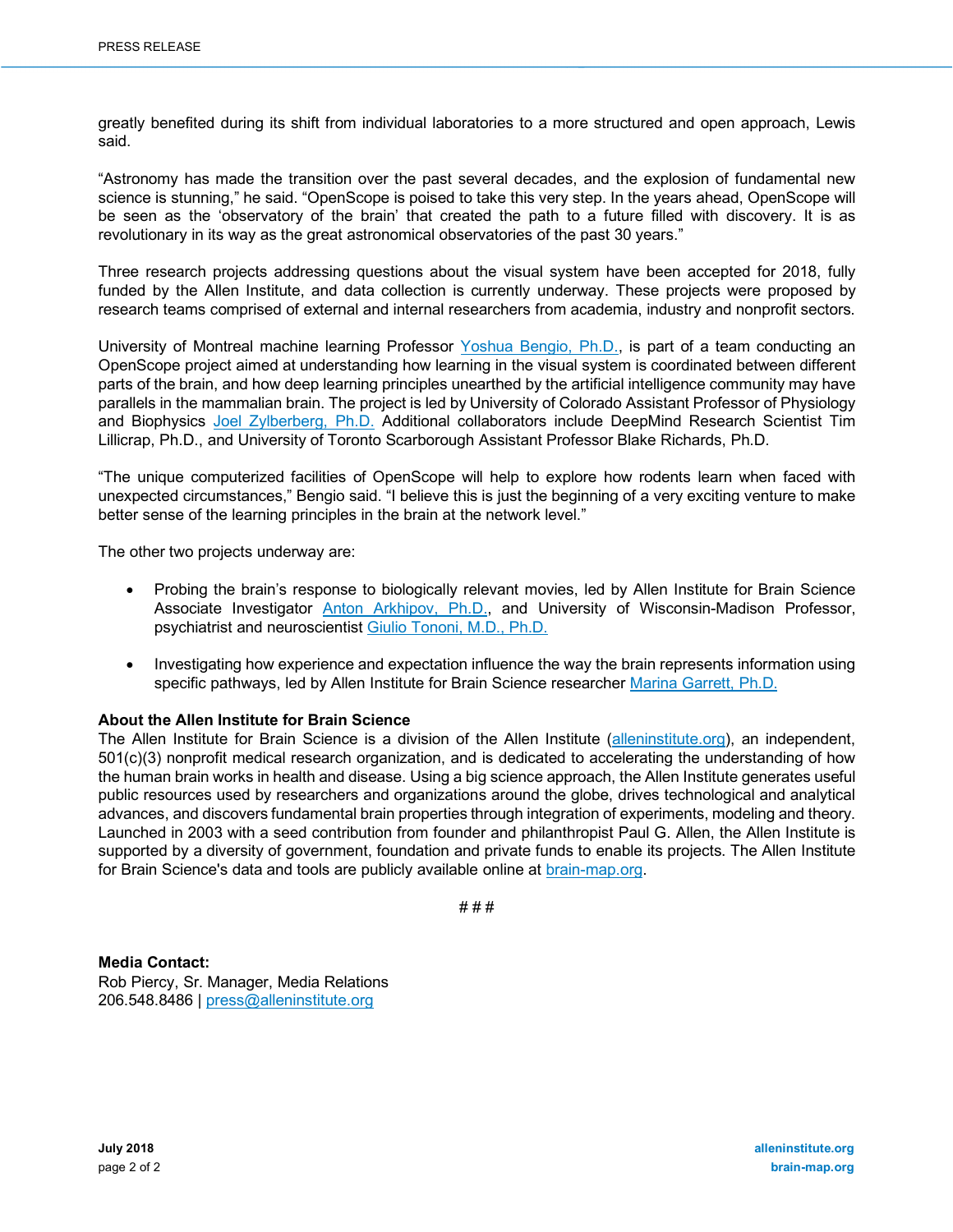greatly benefited during its shift from individual laboratories to a more structured and open approach, Lewis said.

“Astronomy has made the transition over the past several decades, and the explosion of fundamental new science is stunning,” he said. “OpenScope is poised to take this very step. In the years ahead, OpenScope will be seen as the ‘observatory of the brain’ that created the path to a future filled with discovery. It is as revolutionary in its way as the great astronomical observatories of the past 30 years.”

Three research projects addressing questions about the visual system have been accepted for 2018, fully funded by the Allen Institute, and data collection is currently underway. These projects were proposed by research teams comprised of external and internal researchers from academia, industry and nonprofit sectors.

University of Montreal machine learning Professor Yoshua Bengio, Ph.D., is part of a team conducting an OpenScope project aimed at understanding how learning in the visual system is coordinated between different parts of the brain, and how deep learning principles unearthed by the artificial intelligence community may have parallels in the mammalian brain. The project is led by University of Colorado Assistant Professor of Physiology and Biophysics Joel Zylberberg, Ph.D. Additional collaborators include DeepMind Research Scientist Tim Lillicrap, Ph.D., and University of Toronto Scarborough Assistant Professor Blake Richards, Ph.D.

“The unique computerized facilities of OpenScope will help to explore how rodents learn when faced with unexpected circumstances,” Bengio said. “I believe this is just the beginning of a very exciting venture to make better sense of the learning principles in the brain at the network level.”

The other two projects underway are:

- Probing the brain’s response to biologically relevant movies, led by Allen Institute for Brain Science Associate Investigator Anton Arkhipov, Ph.D., and University of Wisconsin-Madison Professor, psychiatrist and neuroscientist Giulio Tononi, M.D., Ph.D.
- Investigating how experience and expectation influence the way the brain represents information using specific pathways, led by Allen Institute for Brain Science researcher Marina Garrett, Ph.D.

**About the Allen Institute for Brain Science**
The Allen Institute for Brain Science is a division of the Allen Institute (alleninstitute.org), an independent, 501(c)(3) nonprofit medical research organization, and is dedicated to accelerating the understanding of how the human brain works in health and disease. Using a big science approach, the Allen Institute generates useful public resources used by researchers and organizations around the globe, drives technological and analytical advances, and discovers fundamental brain properties through integration of experiments, modeling and theory. Launched in 2003 with a seed contribution from founder and philanthropist Paul G. Allen, the Allen Institute is supported by a diversity of government, foundation and private funds to enable its projects. The Allen Institute for Brain Science's data and tools are publicly available online at brain-map.org.

# # #

**Media Contact:**
Rob Piercy, Sr. Manager, Media Relations
206.548.8486 | press@alleninstitute.org